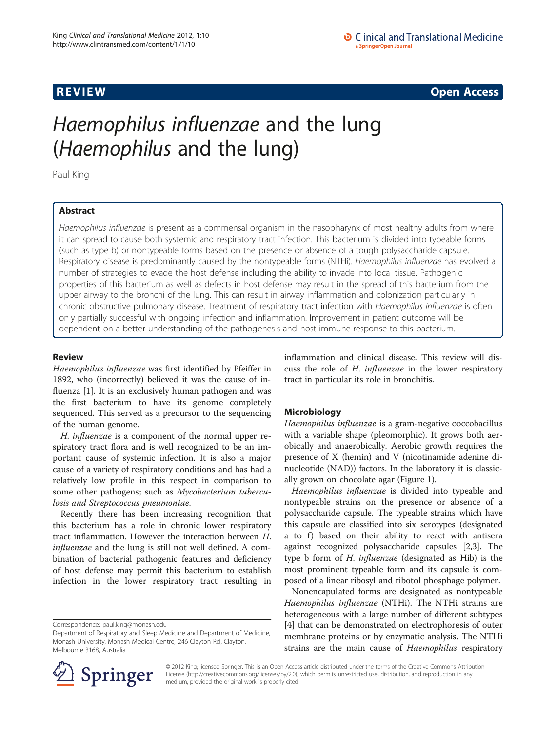REVIEW Open Access

# *Haemophilus influenzae* and the lung (*Haemophilus* and the lung)

Paul King

## Abstract

*Haemophilus influenzae* is present as a commensal organism in the nasopharynx of most healthy adults from where it can spread to cause both systemic and respiratory tract infection. This bacterium is divided into typeable forms (such as type b) or nontypeable forms based on the presence or absence of a tough polysaccharide capsule. Respiratory disease is predominantly caused by the nontypeable forms (NTHi). *Haemophilus influenzae* has evolved a number of strategies to evade the host defense including the ability to invade into local tissue. Pathogenic properties of this bacterium as well as defects in host defense may result in the spread of this bacterium from the upper airway to the bronchi of the lung. This can result in airway inflammation and colonization particularly in chronic obstructive pulmonary disease. Treatment of respiratory tract infection with *Haemophilus influenzae* is often only partially successful with ongoing infection and inflammation. Improvement in patient outcome will be dependent on a better understanding of the pathogenesis and host immune response to this bacterium.

## Review

*Haemophilus influenzae* was first identified by Pfeiffer in 1892, who (incorrectly) believed it was the cause of influenza [1]. It is an exclusively human pathogen and was the first bacterium to have its genome completely sequenced. This served as a precursor to the sequencing of the human genome.

*H. influenzae* is a component of the normal upper respiratory tract flora and is well recognized to be an important cause of systemic infection. It is also a major cause of a variety of respiratory conditions and has had a relatively low profile in this respect in comparison to some other pathogens; such as *Mycobacterium tuberculosis and Streptococcus pneumoniae*.

Recently there has been increasing recognition that this bacterium has a role in chronic lower respiratory tract inflammation. However the interaction between *H. influenzae* and the lung is still not well defined. A combination of bacterial pathogenic features and deficiency of host defense may permit this bacterium to establish infection in the lower respiratory tract resulting in inflammation and clinical disease. This review will discuss the role of *H. influenzae* in the lower respiratory tract in particular its role in bronchitis.

Correspondence: paul.king@monash.edu
Department of Respiratory and Sleep Medicine and Department of Medicine, Monash University, Monash Medical Centre, 246 Clayton Rd, Clayton, Melbourne 3168, Australia

## Microbiology

*Haemophilus influenzae* is a gram-negative coccobacillus with a variable shape (pleomorphic). It grows both aerobically and anaerobically. Aerobic growth requires the presence of X (hemin) and V (nicotinamide adenine dinucleotide (NAD)) factors. In the laboratory it is classically grown on chocolate agar (Figure 1).

*Haemophilus influenzae* is divided into typeable and nontypeable strains on the presence or absence of a polysaccharide capsule. The typeable strains which have this capsule are classified into six serotypes (designated a to f) based on their ability to react with antisera against recognized polysaccharide capsules [2,3]. The type b form of *H. influenzae* (designated as Hib) is the most prominent typeable form and its capsule is composed of a linear ribosyl and ribotol phosphage polymer.

Nonencapulated forms are designated as nontypeable *Haemophilus influenzae* (NTHi). The NTHi strains are heterogeneous with a large number of different subtypes [4] that can be demonstrated on electrophoresis of outer membrane proteins or by enzymatic analysis. The NTHi strains are the main cause of *Haemophilus* respiratory

© 2012 King; licensee Springer. This is an Open Access article distributed under the terms of the Creative Commons Attribution License (http://creativecommons.org/licenses/by/2.0), which permits unrestricted use, distribution, and reproduction in any medium, provided the original work is properly cited.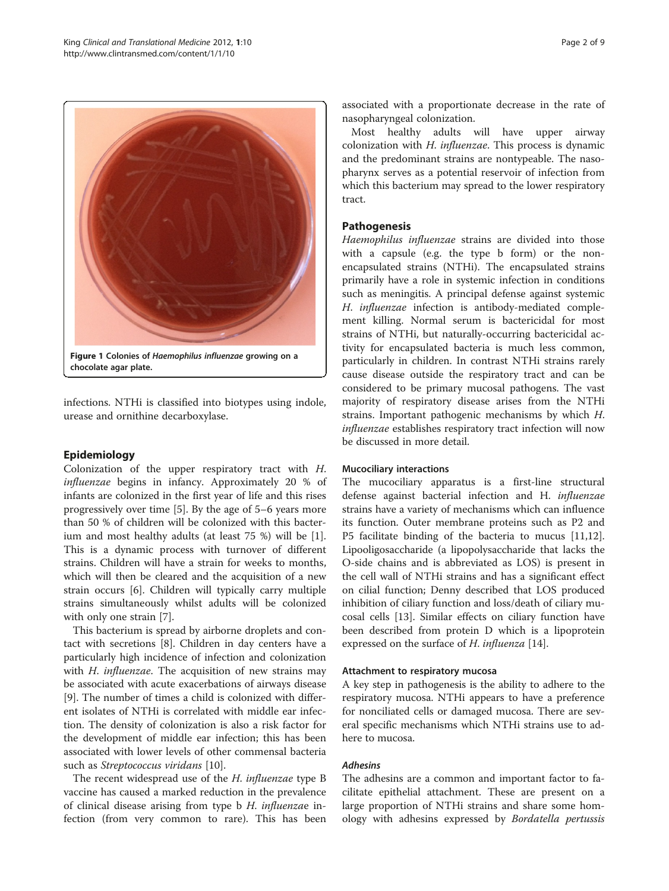Figure 1 Colonies of *Haemophilus influenzae* growing on a chocolate agar plate.

infections. NTHi is classified into biotypes using indole, urease and ornithine decarboxylase.

## Epidemiology

Colonization of the upper respiratory tract with *H. influenzae* begins in infancy. Approximately 20 % of infants are colonized in the first year of life and this rises progressively over time [5]. By the age of 5–6 years more than 50 % of children will be colonized with this bacterium and most healthy adults (at least 75 %) will be [1]. This is a dynamic process with turnover of different strains. Children will have a strain for weeks to months, which will then be cleared and the acquisition of a new strain occurs [6]. Children will typically carry multiple strains simultaneously whilst adults will be colonized with only one strain [7].

This bacterium is spread by airborne droplets and contact with secretions [8]. Children in day centers have a particularly high incidence of infection and colonization with *H. influenzae*. The acquisition of new strains may be associated with acute exacerbations of airways disease [9]. The number of times a child is colonized with different isolates of NTHi is correlated with middle ear infection. The density of colonization is also a risk factor for the development of middle ear infection; this has been associated with lower levels of other commensal bacteria such as *Streptococcus viridans* [10].

The recent widespread use of the *H. influenzae* type B vaccine has caused a marked reduction in the prevalence of clinical disease arising from type b *H. influenzae* infection (from very common to rare). This has been associated with a proportionate decrease in the rate of nasopharyngeal colonization.

Most healthy adults will have upper airway colonization with *H. influenzae*. This process is dynamic and the predominant strains are nontypeable. The nasopharynx serves as a potential reservoir of infection from which this bacterium may spread to the lower respiratory tract.

## Pathogenesis

*Haemophilus influenzae* strains are divided into those with a capsule (e.g. the type b form) or the non-encapsulated strains (NTHi). The encapsulated strains primarily have a role in systemic infection in conditions such as meningitis. A principal defense against systemic *H. influenzae* infection is antibody-mediated complement killing. Normal serum is bactericidal for most strains of NTHi, but naturally-occurring bactericidal activity for encapsulated bacteria is much less common, particularly in children. In contrast NTHi strains rarely cause disease outside the respiratory tract and can be considered to be primary mucosal pathogens. The vast majority of respiratory disease arises from the NTHi strains. Important pathogenic mechanisms by which *H. influenzae* establishes respiratory tract infection will now be discussed in more detail.

### Mucociliary interactions

The mucociliary apparatus is a first-line structural defense against bacterial infection and H. *influenzae* strains have a variety of mechanisms which can influence its function. Outer membrane proteins such as P2 and P5 facilitate binding of the bacteria to mucus [11,12]. Lipooligosaccharide (a lipopolysaccharide that lacks the O-side chains and is abbreviated as LOS) is present in the cell wall of NTHi strains and has a significant effect on cilial function; Denny described that LOS produced inhibition of ciliary function and loss/death of ciliary mucosal cells [13]. Similar effects on ciliary function have been described from protein D which is a lipoprotein expressed on the surface of *H. influenza* [14].

### Attachment to respiratory mucosa

A key step in pathogenesis is the ability to adhere to the respiratory mucosa. NTHi appears to have a preference for nonciliated cells or damaged mucosa. There are several specific mechanisms which NTHi strains use to adhere to mucosa.

#### *Adhesins*

The adhesins are a common and important factor to facilitate epithelial attachment. These are present on a large proportion of NTHi strains and share some homology with adhesins expressed by *Bordatella pertussis*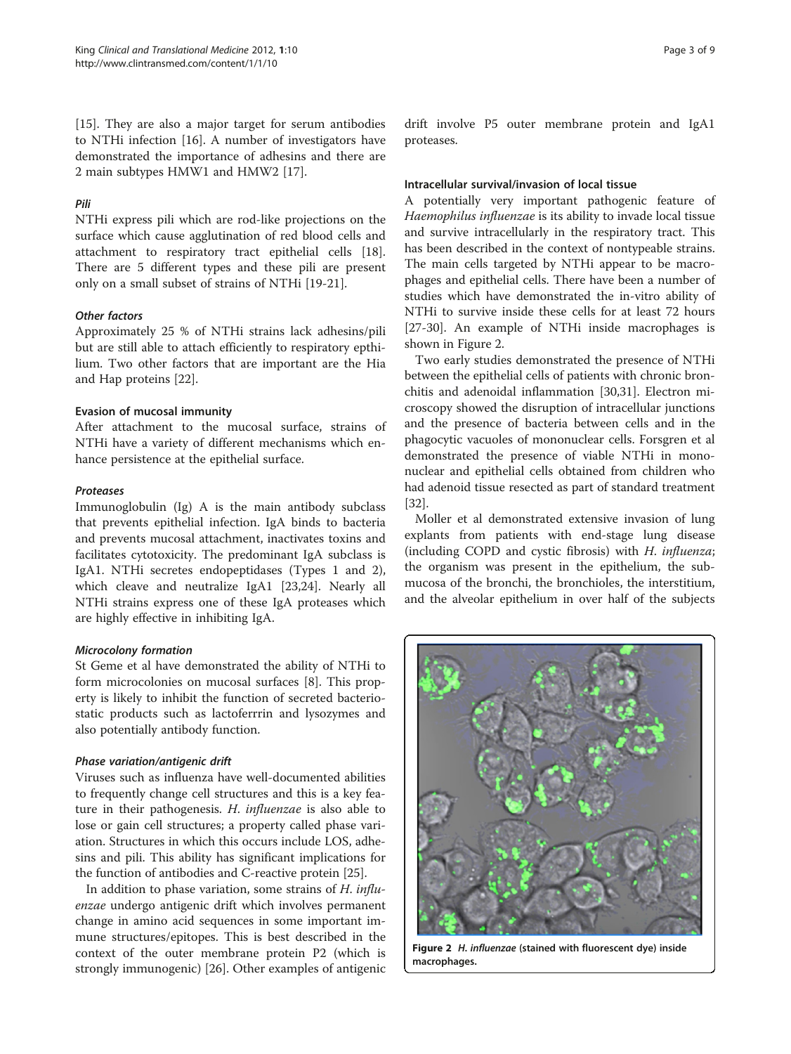[15]. They are also a major target for serum antibodies to NTHi infection [16]. A number of investigators have demonstrated the importance of adhesins and there are 2 main subtypes HMW1 and HMW2 [17].

#### *Pili*

NTHi express pili which are rod-like projections on the surface which cause agglutination of red blood cells and attachment to respiratory tract epithelial cells [18]. There are 5 different types and these pili are present only on a small subset of strains of NTHi [19-21].

#### *Other factors*

Approximately 25 % of NTHi strains lack adhesins/pili but are still able to attach efficiently to respiratory epthilium. Two other factors that are important are the Hia and Hap proteins [22].

### Evasion of mucosal immunity

After attachment to the mucosal surface, strains of NTHi have a variety of different mechanisms which enhance persistence at the epithelial surface.

#### *Proteases*

Immunoglobulin (Ig) A is the main antibody subclass that prevents epithelial infection. IgA binds to bacteria and prevents mucosal attachment, inactivates toxins and facilitates cytotoxicity. The predominant IgA subclass is IgA1. NTHi secretes endopeptidases (Types 1 and 2), which cleave and neutralize IgA1 [23,24]. Nearly all NTHi strains express one of these IgA proteases which are highly effective in inhibiting IgA.

#### *Microcolony formation*

St Geme et al have demonstrated the ability of NTHi to form microcolonies on mucosal surfaces [8]. This property is likely to inhibit the function of secreted bacteriostatic products such as lactoferrrin and lysozymes and also potentially antibody function.

#### *Phase variation/antigenic drift*

Viruses such as influenza have well-documented abilities to frequently change cell structures and this is a key feature in their pathogenesis. *H. influenzae* is also able to lose or gain cell structures; a property called phase variation. Structures in which this occurs include LOS, adhesins and pili. This ability has significant implications for the function of antibodies and C-reactive protein [25].

In addition to phase variation, some strains of *H. influenzae* undergo antigenic drift which involves permanent change in amino acid sequences in some important immune structures/epitopes. This is best described in the context of the outer membrane protein P2 (which is strongly immunogenic) [26]. Other examples of antigenic drift involve P5 outer membrane protein and IgA1 proteases.

### Intracellular survival/invasion of local tissue

A potentially very important pathogenic feature of *Haemophilus influenzae* is its ability to invade local tissue and survive intracellularly in the respiratory tract. This has been described in the context of nontypeable strains. The main cells targeted by NTHi appear to be macrophages and epithelial cells. There have been a number of studies which have demonstrated the in-vitro ability of NTHi to survive inside these cells for at least 72 hours [27-30]. An example of NTHi inside macrophages is shown in Figure 2.

Two early studies demonstrated the presence of NTHi between the epithelial cells of patients with chronic bronchitis and adenoidal inflammation [30,31]. Electron microscopy showed the disruption of intracellular junctions and the presence of bacteria between cells and in the phagocytic vacuoles of mononuclear cells. Forsgren et al demonstrated the presence of viable NTHi in mononuclear and epithelial cells obtained from children who had adenoid tissue resected as part of standard treatment [32].

Moller et al demonstrated extensive invasion of lung explants from patients with end-stage lung disease (including COPD and cystic fibrosis) with *H. influenza*; the organism was present in the epithelium, the submucosa of the bronchi, the bronchioles, the interstitium, and the alveolar epithelium in over half of the subjects

**Figure 2** *H. influenzae* (stained with fluorescent dye) inside macrophages.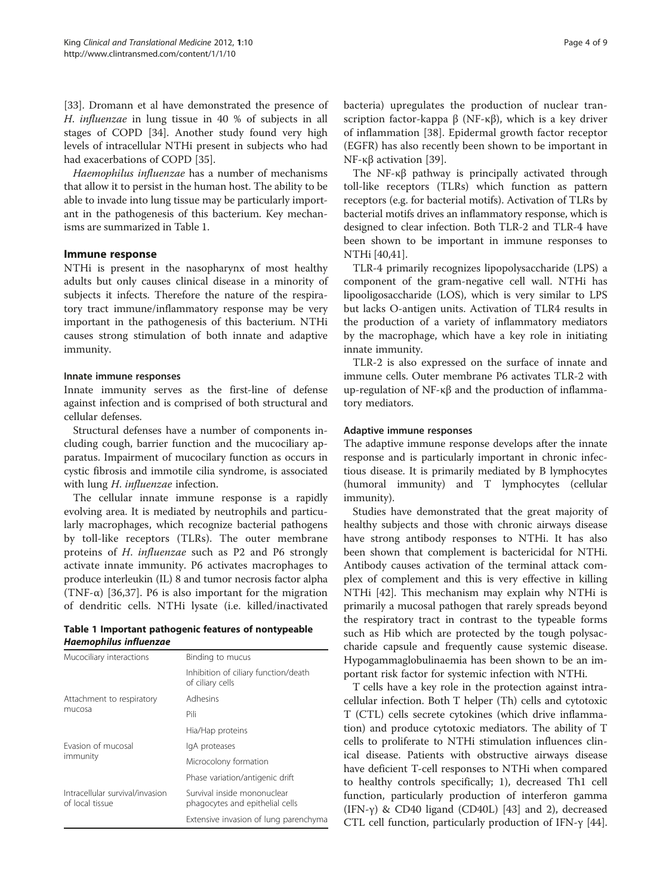[33]. Dromann et al have demonstrated the presence of *H. influenzae* in lung tissue in 40 % of subjects in all stages of COPD [34]. Another study found very high levels of intracellular NTHi present in subjects who had had exacerbations of COPD [35].

*Haemophilus influenzae* has a number of mechanisms that allow it to persist in the human host. The ability to be able to invade into lung tissue may be particularly important in the pathogenesis of this bacterium. Key mechanisms are summarized in Table 1.

**Table 1 Important pathogenic features of nontypeable *Haemophilus influenzae***

| | |
|---|---|
| Mucociliary interactions | Binding to mucus |
| | Inhibition of ciliary function/death of ciliary cells |
| Attachment to respiratory mucosa | Adhesins |
| | Pili |
| | Hia/Hap proteins |
| Evasion of mucosal immunity | IgA proteases |
| | Microcolony formation |
| | Phase variation/antigenic drift |
| Intracellular survival/invasion of local tissue | Survival inside mononuclear phagocytes and epithelial cells |
| | Extensive invasion of lung parenchyma |

## Immune response

NTHi is present in the nasopharynx of most healthy adults but only causes clinical disease in a minority of subjects it infects. Therefore the nature of the respiratory tract immune/inflammatory response may be very important in the pathogenesis of this bacterium. NTHi causes strong stimulation of both innate and adaptive immunity.

### Innate immune responses

Innate immunity serves as the first-line of defense against infection and is comprised of both structural and cellular defenses.

Structural defenses have a number of components including cough, barrier function and the mucociliary apparatus. Impairment of mucocilary function as occurs in cystic fibrosis and immotile cilia syndrome, is associated with lung *H. influenzae* infection.

The cellular innate immune response is a rapidly evolving area. It is mediated by neutrophils and particularly macrophages, which recognize bacterial pathogens by toll-like receptors (TLRs). The outer membrane proteins of *H. influenzae* such as P2 and P6 strongly activate innate immunity. P6 activates macrophages to produce interleukin (IL) 8 and tumor necrosis factor alpha (TNF-α) [36,37]. P6 is also important for the migration of dendritic cells. NTHi lysate (i.e. killed/inactivated bacteria) upregulates the production of nuclear transcription factor-kappa β (NF-κβ), which is a key driver of inflammation [38]. Epidermal growth factor receptor (EGFR) has also recently been shown to be important in NF-κβ activation [39].

The NF-κβ pathway is principally activated through toll-like receptors (TLRs) which function as pattern receptors (e.g. for bacterial motifs). Activation of TLRs by bacterial motifs drives an inflammatory response, which is designed to clear infection. Both TLR-2 and TLR-4 have been shown to be important in immune responses to NTHi [40,41].

TLR-4 primarily recognizes lipopolysaccharide (LPS) a component of the gram-negative cell wall. NTHi has lipooligosaccharide (LOS), which is very similar to LPS but lacks O-antigen units. Activation of TLR4 results in the production of a variety of inflammatory mediators by the macrophage, which have a key role in initiating innate immunity.

TLR-2 is also expressed on the surface of innate and immune cells. Outer membrane P6 activates TLR-2 with up-regulation of NF-κβ and the production of inflammatory mediators.

### Adaptive immune responses

The adaptive immune response develops after the innate response and is particularly important in chronic infectious disease. It is primarily mediated by B lymphocytes (humoral immunity) and T lymphocytes (cellular immunity).

Studies have demonstrated that the great majority of healthy subjects and those with chronic airways disease have strong antibody responses to NTHi. It has also been shown that complement is bactericidal for NTHi. Antibody causes activation of the terminal attack complex of complement and this is very effective in killing NTHi [42]. This mechanism may explain why NTHi is primarily a mucosal pathogen that rarely spreads beyond the respiratory tract in contrast to the typeable forms such as Hib which are protected by the tough polysaccharide capsule and frequently cause systemic disease. Hypogammaglobulinaemia has been shown to be an important risk factor for systemic infection with NTHi.

T cells have a key role in the protection against intracellular infection. Both T helper (Th) cells and cytotoxic T (CTL) cells secrete cytokines (which drive inflammation) and produce cytotoxic mediators. The ability of T cells to proliferate to NTHi stimulation influences clinical disease. Patients with obstructive airways disease have deficient T-cell responses to NTHi when compared to healthy controls specifically; 1), decreased Th1 cell function, particularly production of interferon gamma (IFN-γ) & CD40 ligand (CD40L) [43] and 2), decreased CTL cell function, particularly production of IFN-γ [44].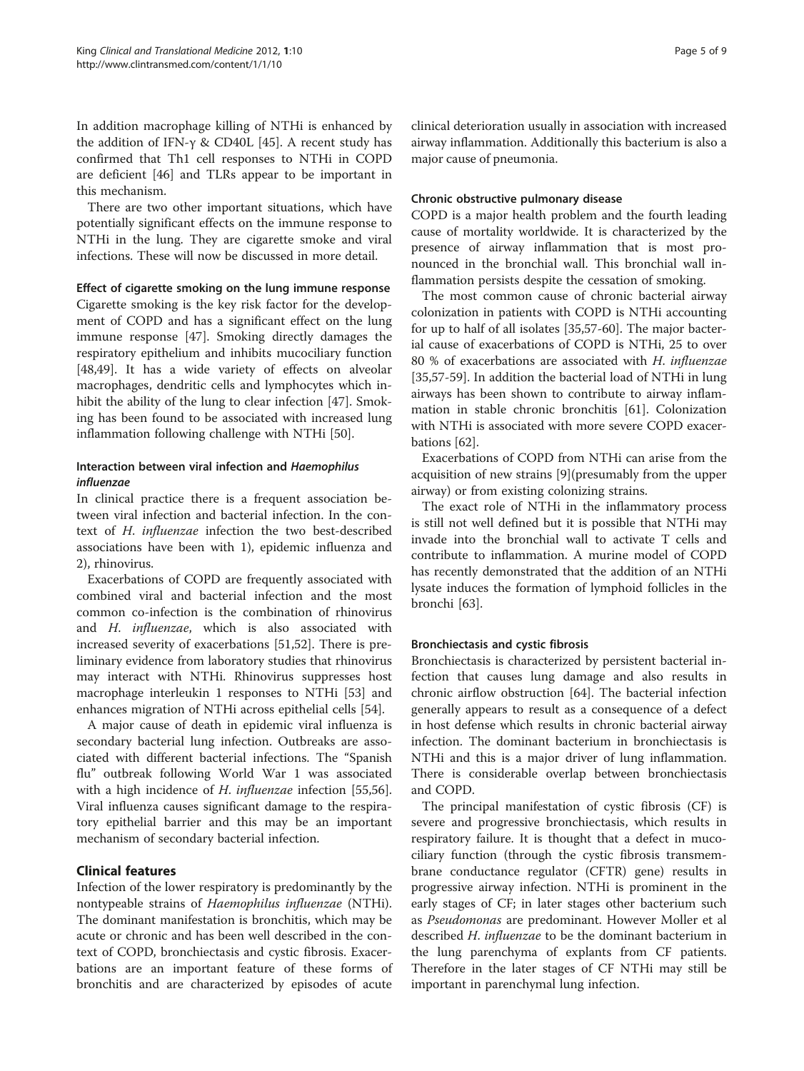In addition macrophage killing of NTHi is enhanced by the addition of IFN-γ & CD40L [45]. A recent study has confirmed that Th1 cell responses to NTHi in COPD are deficient [46] and TLRs appear to be important in this mechanism.

There are two other important situations, which have potentially significant effects on the immune response to NTHi in the lung. They are cigarette smoke and viral infections. These will now be discussed in more detail.

#### Effect of cigarette smoking on the lung immune response

Cigarette smoking is the key risk factor for the development of COPD and has a significant effect on the lung immune response [47]. Smoking directly damages the respiratory epithelium and inhibits mucociliary function [48,49]. It has a wide variety of effects on alveolar macrophages, dendritic cells and lymphocytes which inhibit the ability of the lung to clear infection [47]. Smoking has been found to be associated with increased lung inflammation following challenge with NTHi [50].

#### Interaction between viral infection and *Haemophilus influenzae*

In clinical practice there is a frequent association between viral infection and bacterial infection. In the context of *H. influenzae* infection the two best-described associations have been with 1), epidemic influenza and 2), rhinovirus.

Exacerbations of COPD are frequently associated with combined viral and bacterial infection and the most common co-infection is the combination of rhinovirus and *H. influenzae*, which is also associated with increased severity of exacerbations [51,52]. There is preliminary evidence from laboratory studies that rhinovirus may interact with NTHi. Rhinovirus suppresses host macrophage interleukin 1 responses to NTHi [53] and enhances migration of NTHi across epithelial cells [54].

A major cause of death in epidemic viral influenza is secondary bacterial lung infection. Outbreaks are associated with different bacterial infections. The "Spanish flu" outbreak following World War 1 was associated with a high incidence of *H. influenzae* infection [55,56]. Viral influenza causes significant damage to the respiratory epithelial barrier and this may be an important mechanism of secondary bacterial infection.

## Clinical features

Infection of the lower respiratory is predominantly by the nontypeable strains of *Haemophilus influenzae* (NTHi). The dominant manifestation is bronchitis, which may be acute or chronic and has been well described in the context of COPD, bronchiectasis and cystic fibrosis. Exacerbations are an important feature of these forms of bronchitis and are characterized by episodes of acute clinical deterioration usually in association with increased airway inflammation. Additionally this bacterium is also a major cause of pneumonia.

#### Chronic obstructive pulmonary disease

COPD is a major health problem and the fourth leading cause of mortality worldwide. It is characterized by the presence of airway inflammation that is most pronounced in the bronchial wall. This bronchial wall inflammation persists despite the cessation of smoking.

The most common cause of chronic bacterial airway colonization in patients with COPD is NTHi accounting for up to half of all isolates [35,57-60]. The major bacterial cause of exacerbations of COPD is NTHi, 25 to over 80 % of exacerbations are associated with *H. influenzae* [35,57-59]. In addition the bacterial load of NTHi in lung airways has been shown to contribute to airway inflammation in stable chronic bronchitis [61]. Colonization with NTHi is associated with more severe COPD exacerbations [62].

Exacerbations of COPD from NTHi can arise from the acquisition of new strains [9](presumably from the upper airway) or from existing colonizing strains.

The exact role of NTHi in the inflammatory process is still not well defined but it is possible that NTHi may invade into the bronchial wall to activate T cells and contribute to inflammation. A murine model of COPD has recently demonstrated that the addition of an NTHi lysate induces the formation of lymphoid follicles in the bronchi [63].

#### Bronchiectasis and cystic fibrosis

Bronchiectasis is characterized by persistent bacterial infection that causes lung damage and also results in chronic airflow obstruction [64]. The bacterial infection generally appears to result as a consequence of a defect in host defense which results in chronic bacterial airway infection. The dominant bacterium in bronchiectasis is NTHi and this is a major driver of lung inflammation. There is considerable overlap between bronchiectasis and COPD.

The principal manifestation of cystic fibrosis (CF) is severe and progressive bronchiectasis, which results in respiratory failure. It is thought that a defect in mucociliary function (through the cystic fibrosis transmembrane conductance regulator (CFTR) gene) results in progressive airway infection. NTHi is prominent in the early stages of CF; in later stages other bacterium such as *Pseudomonas* are predominant. However Moller et al described *H. influenzae* to be the dominant bacterium in the lung parenchyma of explants from CF patients. Therefore in the later stages of CF NTHi may still be important in parenchymal lung infection.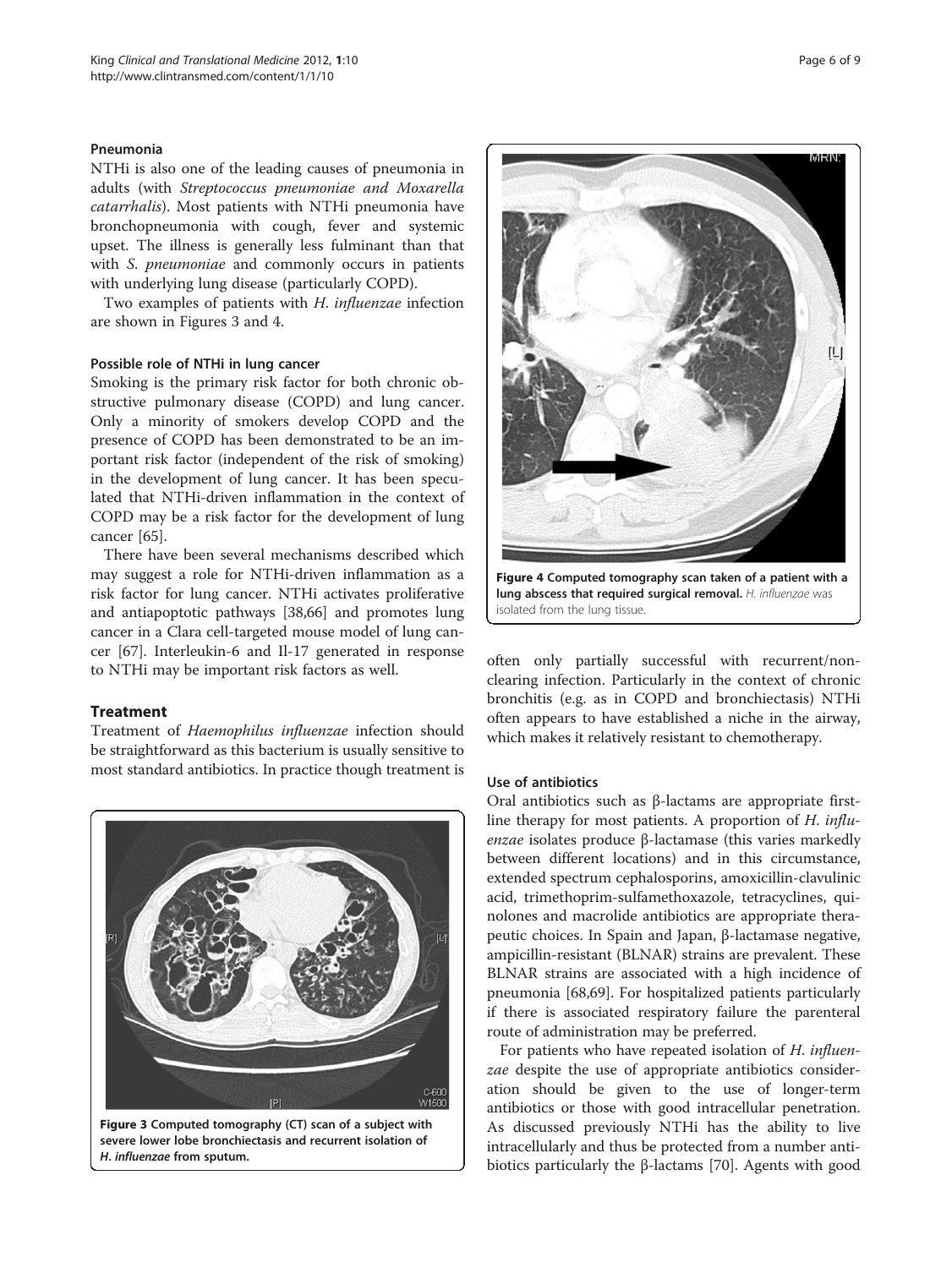### Pneumonia

NTHi is also one of the leading causes of pneumonia in adults (with *Streptococcus pneumoniae and Moxarella catarrhalis*). Most patients with NTHi pneumonia have bronchopneumonia with cough, fever and systemic upset. The illness is generally less fulminant than that with *S. pneumoniae* and commonly occurs in patients with underlying lung disease (particularly COPD).

Two examples of patients with *H. influenzae* infection are shown in Figures 3 and 4.

### Possible role of NTHi in lung cancer

Smoking is the primary risk factor for both chronic obstructive pulmonary disease (COPD) and lung cancer. Only a minority of smokers develop COPD and the presence of COPD has been demonstrated to be an important risk factor (independent of the risk of smoking) in the development of lung cancer. It has been speculated that NTHi-driven inflammation in the context of COPD may be a risk factor for the development of lung cancer [65].

There have been several mechanisms described which may suggest a role for NTHi-driven inflammation as a risk factor for lung cancer. NTHi activates proliferative and antiapoptotic pathways [38,66] and promotes lung cancer in a Clara cell-targeted mouse model of lung cancer [67]. Interleukin-6 and Il-17 generated in response to NTHi may be important risk factors as well.

## Treatment

Treatment of *Haemophilus influenzae* infection should be straightforward as this bacterium is usually sensitive to most standard antibiotics. In practice though treatment is often only partially successful with recurrent/non-clearing infection. Particularly in the context of chronic bronchitis (e.g. as in COPD and bronchiectasis) NTHi often appears to have established a niche in the airway, which makes it relatively resistant to chemotherapy.

**Figure 3 Computed tomography (CT) scan of a subject with severe lower lobe bronchiectasis and recurrent isolation of *H. influenzae* from sputum.**

**Figure 4 Computed tomography scan taken of a patient with a lung abscess that required surgical removal.** *H. influenzae* was isolated from the lung tissue.

### Use of antibiotics

Oral antibiotics such as β-lactams are appropriate first-line therapy for most patients. A proportion of *H. influenzae* isolates produce β-lactamase (this varies markedly between different locations) and in this circumstance, extended spectrum cephalosporins, amoxicillin-clavulinic acid, trimethoprim-sulfamethoxazole, tetracyclines, quinolones and macrolide antibiotics are appropriate therapeutic choices. In Spain and Japan, β-lactamase negative, ampicillin-resistant (BLNAR) strains are prevalent. These BLNAR strains are associated with a high incidence of pneumonia [68,69]. For hospitalized patients particularly if there is associated respiratory failure the parenteral route of administration may be preferred.

For patients who have repeated isolation of *H. influenzae* despite the use of appropriate antibiotics consideration should be given to the use of longer-term antibiotics or those with good intracellular penetration. As discussed previously NTHi has the ability to live intracellularly and thus be protected from a number antibiotics particularly the β-lactams [70]. Agents with good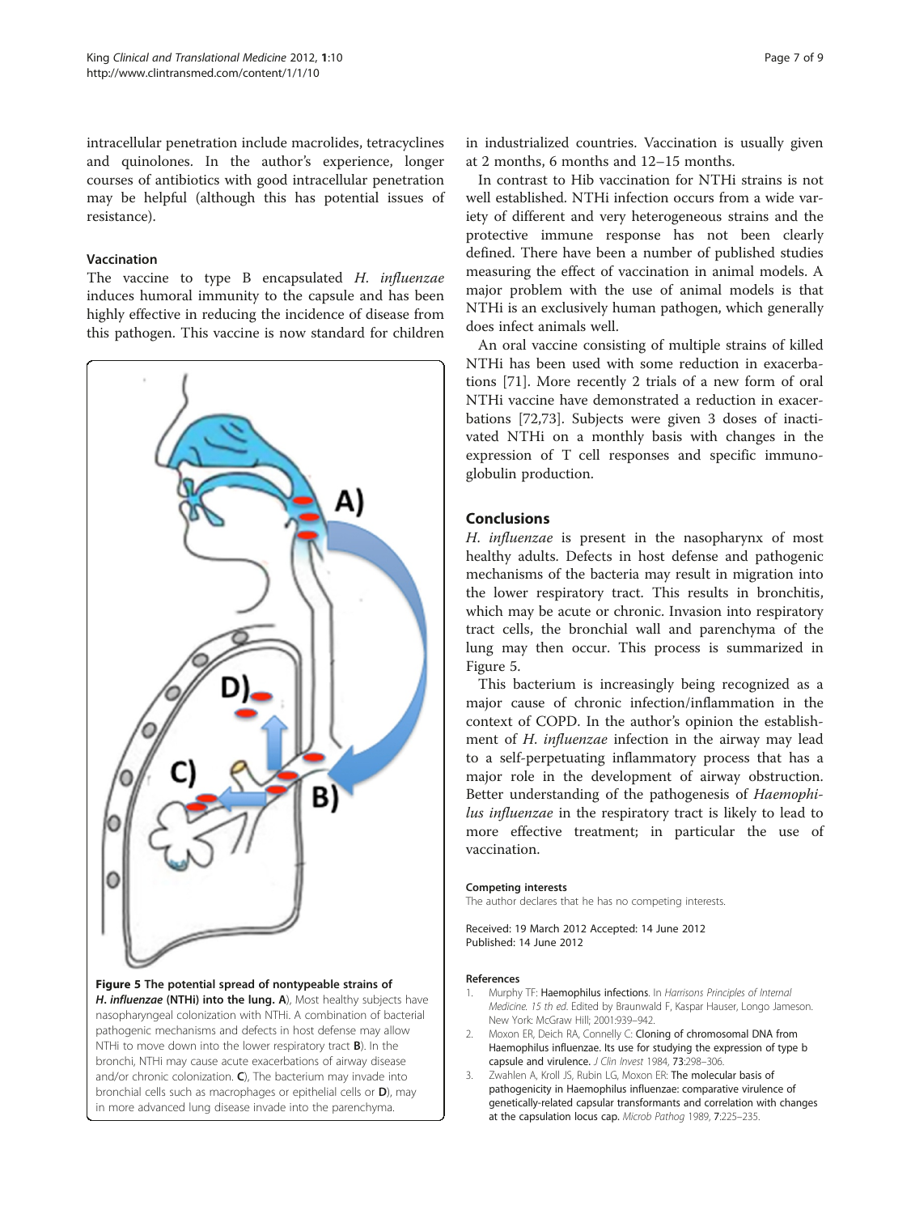intracellular penetration include macrolides, tetracyclines and quinolones. In the author's experience, longer courses of antibiotics with good intracellular penetration may be helpful (although this has potential issues of resistance).

### Vaccination

The vaccine to type B encapsulated *H. influenzae* induces humoral immunity to the capsule and has been highly effective in reducing the incidence of disease from this pathogen. This vaccine is now standard for children in industrialized countries. Vaccination is usually given at 2 months, 6 months and 12–15 months.

In contrast to Hib vaccination for NTHi strains is not well established. NTHi infection occurs from a wide variety of different and very heterogeneous strains and the protective immune response has not been clearly defined. There have been a number of published studies measuring the effect of vaccination in animal models. A major problem with the use of animal models is that NTHi is an exclusively human pathogen, which generally does infect animals well.

An oral vaccine consisting of multiple strains of killed NTHi has been used with some reduction in exacerbations [71]. More recently 2 trials of a new form of oral NTHi vaccine have demonstrated a reduction in exacerbations [72,73]. Subjects were given 3 doses of inactivated NTHi on a monthly basis with changes in the expression of T cell responses and specific immunoglobulin production.

A)

D)

C)

B)

**Figure 5 The potential spread of nontypeable strains of *H. influenzae* (NTHi) into the lung. A**), Most healthy subjects have nasopharyngeal colonization with NTHi. A combination of bacterial pathogenic mechanisms and defects in host defense may allow NTHi to move down into the lower respiratory tract **B**). In the bronchi, NTHi may cause acute exacerbations of airway disease and/or chronic colonization. **C**), The bacterium may invade into bronchial cells such as macrophages or epithelial cells or **D**), may in more advanced lung disease invade into the parenchyma.

## Conclusions

*H. influenzae* is present in the nasopharynx of most healthy adults. Defects in host defense and pathogenic mechanisms of the bacteria may result in migration into the lower respiratory tract. This results in bronchitis, which may be acute or chronic. Invasion into respiratory tract cells, the bronchial wall and parenchyma of the lung may then occur. This process is summarized in Figure 5.

This bacterium is increasingly being recognized as a major cause of chronic infection/inflammation in the context of COPD. In the author's opinion the establishment of *H. influenzae* infection in the airway may lead to a self-perpetuating inflammatory process that has a major role in the development of airway obstruction. Better understanding of the pathogenesis of *Haemophilus influenzae* in the respiratory tract is likely to lead to more effective treatment; in particular the use of vaccination.

#### Competing interests

The author declares that he has no competing interests.

Received: 19 March 2012 Accepted: 14 June 2012
Published: 14 June 2012

#### References

1. Murphy TF: **Haemophilus infections.** In *Harrisons Principles of Internal Medicine. 15 th ed.* Edited by Braunwald F, Kaspar Hauser, Longo Jameson. New York: McGraw Hill; 2001:939–942.
2. Moxon ER, Deich RA, Connelly C: **Cloning of chromosomal DNA from Haemophilus influenzae. Its use for studying the expression of type b capsule and virulence.** *J Clin Invest* 1984, **73**:298–306.
3. Zwahlen A, Kroll JS, Rubin LG, Moxon ER: **The molecular basis of pathogenicity in Haemophilus influenzae: comparative virulence of genetically-related capsular transformants and correlation with changes at the capsulation locus cap.** *Microb Pathog* 1989, **7**:225–235.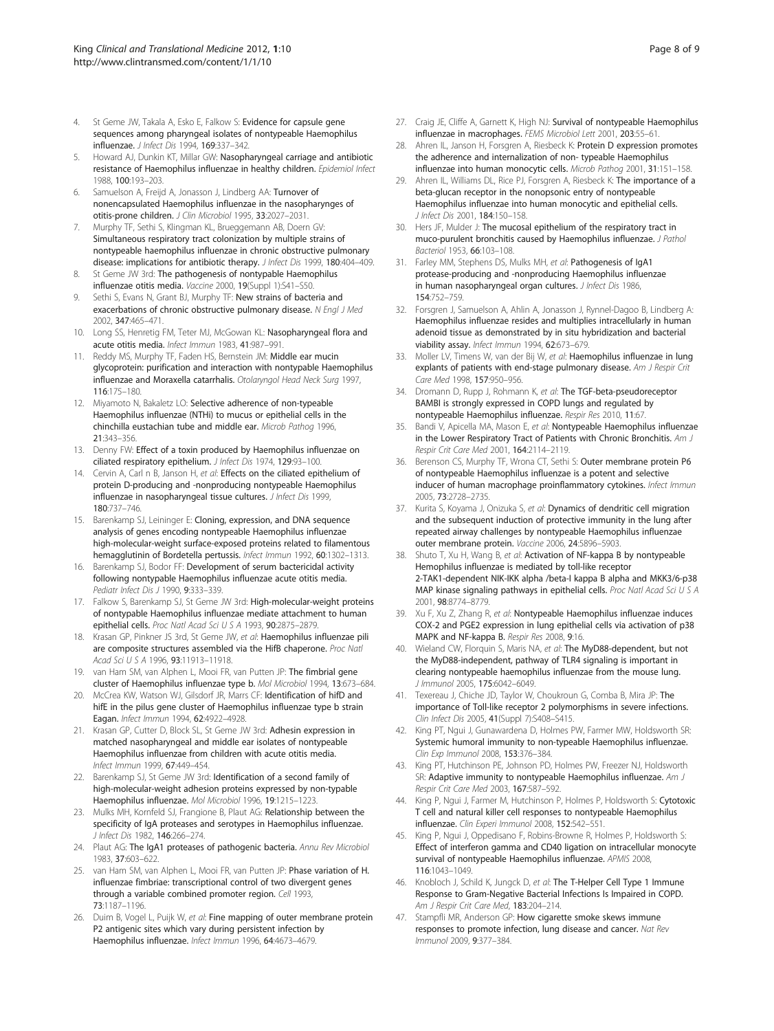4. St Geme JW, Takala A, Esko E, Falkow S: **Evidence for capsule gene sequences among pharyngeal isolates of nontypeable Haemophilus influenzae.** *J Infect Dis* 1994, **169**:337–342.
5. Howard AJ, Dunkin KT, Millar GW: **Nasopharyngeal carriage and antibiotic resistance of Haemophilus influenzae in healthy children.** *Epidemiol Infect* 1988, **100**:193–203.
6. Samuelson A, Freijd A, Jonasson J, Lindberg AA: **Turnover of nonencapsulated Haemophilus influenzae in the nasopharynges of otitis-prone children.** *J Clin Microbiol* 1995, **33**:2027–2031.
7. Murphy TF, Sethi S, Klingman KL, Brueggemann AB, Doern GV: **Simultaneous respiratory tract colonization by multiple strains of nontypeable haemophilus influenzae in chronic obstructive pulmonary disease: implications for antibiotic therapy.** *J Infect Dis* 1999, **180**:404–409.
8. St Geme JW 3rd: **The pathogenesis of nontypable Haemophilus influenzae otitis media.** *Vaccine* 2000, **19**(Suppl 1):S41–S50.
9. Sethi S, Evans N, Grant BJ, Murphy TF: **New strains of bacteria and exacerbations of chronic obstructive pulmonary disease.** *N Engl J Med* 2002, **347**:465–471.
10. Long SS, Henretig FM, Teter MJ, McGowan KL: **Nasopharyngeal flora and acute otitis media.** *Infect Immun* 1983, **41**:987–991.
11. Reddy MS, Murphy TF, Faden HS, Bernstein JM: **Middle ear mucin glycoprotein: purification and interaction with nontypable Haemophilus influenzae and Moraxella catarrhalis.** *Otolaryngol Head Neck Surg* 1997, **116**:175–180.
12. Miyamoto N, Bakaletz LO: **Selective adherence of non-typeable Haemophilus influenzae (NTHi) to mucus or epithelial cells in the chinchilla eustachian tube and middle ear.** *Microb Pathog* 1996, **21**:343–356.
13. Denny FW: **Effect of a toxin produced by Haemophilus influenzae on ciliated respiratory epithelium.** *J Infect Dis* 1974, **129**:93–100.
14. Cervin A, Carl n B, Janson H, *et al*: **Effects on the ciliated epithelium of protein D-producing and -nonproducing nontypeable Haemophilus influenzae in nasopharyngeal tissue cultures.** *J Infect Dis* 1999, **180**:737–746.
15. Barenkamp SJ, Leininger E: **Cloning, expression, and DNA sequence analysis of genes encoding nontypeable Haemophilus influenzae high-molecular-weight surface-exposed proteins related to filamentous hemagglutinin of Bordetella pertussis.** *Infect Immun* 1992, **60**:1302–1313.
16. Barenkamp SJ, Bodor FF: **Development of serum bactericidal activity following nontypable Haemophilus influenzae acute otitis media.** *Pediatr Infect Dis J* 1990, **9**:333–339.
17. Falkow S, Barenkamp SJ, St Geme JW 3rd: **High-molecular-weight proteins of nontypable Haemophilus influenzae mediate attachment to human epithelial cells.** *Proc Natl Acad Sci U S A* 1993, **90**:2875–2879.
18. Krasan GP, Pinkner JS 3rd, St Geme JW, *et al*: **Haemophilus influenzae pili are composite structures assembled via the HifB chaperone.** *Proc Natl Acad Sci U S A* 1996, **93**:11913–11918.
19. van Ham SM, van Alphen L, Mooi FR, van Putten JP: **The fimbrial gene cluster of Haemophilus influenzae type b.** *Mol Microbiol* 1994, **13**:673–684.
20. McCrea KW, Watson WJ, Gilsdorf JR, Marrs CF: **Identification of hifD and hifE in the pilus gene cluster of Haemophilus influenzae type b strain Eagan.** *Infect Immun* 1994, **62**:4922–4928.
21. Krasan GP, Cutter D, Block SL, St Geme JW 3rd: **Adhesin expression in matched nasopharyngeal and middle ear isolates of nontypeable Haemophilus influenzae from children with acute otitis media.** *Infect Immun* 1999, **67**:449–454.
22. Barenkamp SJ, St Geme JW 3rd: **Identification of a second family of high-molecular-weight adhesion proteins expressed by non-typable Haemophilus influenzae.** *Mol Microbiol* 1996, **19**:1215–1223.
23. Mulks MH, Kornfeld SJ, Frangione B, Plaut AG: **Relationship between the specificity of IgA proteases and serotypes in Haemophilus influenzae.** *J Infect Dis* 1982, **146**:266–274.
24. Plaut AG: **The IgA1 proteases of pathogenic bacteria.** *Annu Rev Microbiol* 1983, **37**:603–622.
25. van Ham SM, van Alphen L, Mooi FR, van Putten JP: **Phase variation of H. influenzae fimbriae: transcriptional control of two divergent genes through a variable combined promoter region.** *Cell* 1993, **73**:1187–1196.
26. Duim B, Vogel L, Puijk W, *et al*: **Fine mapping of outer membrane protein P2 antigenic sites which vary during persistent infection by Haemophilus influenzae.** *Infect Immun* 1996, **64**:4673–4679.
27. Craig JE, Cliffe A, Garnett K, High NJ: **Survival of nontypeable Haemophilus influenzae in macrophages.** *FEMS Microbiol Lett* 2001, **203**:55–61.
28. Ahren IL, Janson H, Forsgren A, Riesbeck K: **Protein D expression promotes the adherence and internalization of non- typeable Haemophilus influenzae into human monocytic cells.** *Microb Pathog* 2001, **31**:151–158.
29. Ahren IL, Williams DL, Rice PJ, Forsgren A, Riesbeck K: **The importance of a beta-glucan receptor in the nonopsonic entry of nontypeable Haemophilus influenzae into human monocytic and epithelial cells.** *J Infect Dis* 2001, **184**:150–158.
30. Hers JF, Mulder J: **The mucosal epithelium of the respiratory tract in muco-purulent bronchitis caused by Haemophilus influenzae.** *J Pathol Bacteriol* 1953, **66**:103–108.
31. Farley MM, Stephens DS, Mulks MH, *et al*: **Pathogenesis of IgA1 protease-producing and -nonproducing Haemophilus influenzae in human nasopharyngeal organ cultures.** *J Infect Dis* 1986, **154**:752–759.
32. Forsgren J, Samuelson A, Ahlin A, Jonasson J, Rynnel-Dagoo B, Lindberg A: **Haemophilus influenzae resides and multiplies intracellularly in human adenoid tissue as demonstrated by in situ hybridization and bacterial viability assay.** *Infect Immun* 1994, **62**:673–679.
33. Moller LV, Timens W, van der Bij W, *et al*: **Haemophilus influenzae in lung explants of patients with end-stage pulmonary disease.** *Am J Respir Crit Care Med* 1998, **157**:950–956.
34. Dromann D, Rupp J, Rohmann K, *et al*: **The TGF-beta-pseudoreceptor BAMBI is strongly expressed in COPD lungs and regulated by nontypeable Haemophilus influenzae.** *Respir Res* 2010, **11**:67.
35. Bandi V, Apicella MA, Mason E, *et al*: **Nontypeable Haemophilus influenzae in the Lower Respiratory Tract of Patients with Chronic Bronchitis.** *Am J Respir Crit Care Med* 2001, **164**:2114–2119.
36. Berenson CS, Murphy TF, Wrona CT, Sethi S: **Outer membrane protein P6 of nontypeable Haemophilus influenzae is a potent and selective inducer of human macrophage proinflammatory cytokines.** *Infect Immun* 2005, **73**:2728–2735.
37. Kurita S, Koyama J, Onizuka S, *et al*: **Dynamics of dendritic cell migration and the subsequent induction of protective immunity in the lung after repeated airway challenges by nontypeable Haemophilus influenzae outer membrane protein.** *Vaccine* 2006, **24**:5896–5903.
38. Shuto T, Xu H, Wang B, *et al*: **Activation of NF-kappa B by nontypeable Hemophilus influenzae is mediated by toll-like receptor 2-TAK1-dependent NIK-IKK alpha /beta-I kappa B alpha and MKK3/6-p38 MAP kinase signaling pathways in epithelial cells.** *Proc Natl Acad Sci U S A* 2001, **98**:8774–8779.
39. Xu F, Xu Z, Zhang R, *et al*: **Nontypeable Haemophilus influenzae induces COX-2 and PGE2 expression in lung epithelial cells via activation of p38 MAPK and NF-kappa B.** *Respir Res* 2008, **9**:16.
40. Wieland CW, Florquin S, Maris NA, *et al*: **The MyD88-dependent, but not the MyD88-independent, pathway of TLR4 signaling is important in clearing nontypeable haemophilus influenzae from the mouse lung.** *J Immunol* 2005, **175**:6042–6049.
41. Texereau J, Chiche JD, Taylor W, Choukroun G, Comba B, Mira JP: **The importance of Toll-like receptor 2 polymorphisms in severe infections.** *Clin Infect Dis* 2005, **41**(Suppl 7):S408–S415.
42. King PT, Ngui J, Gunawardena D, Holmes PW, Farmer MW, Holdsworth SR: **Systemic humoral immunity to non-typeable Haemophilus influenzae.** *Clin Exp Immunol* 2008, **153**:376–384.
43. King PT, Hutchinson PE, Johnson PD, Holmes PW, Freezer NJ, Holdsworth SR: **Adaptive immunity to nontypeable Haemophilus influenzae.** *Am J Respir Crit Care Med* 2003, **167**:587–592.
44. King P, Ngui J, Farmer M, Hutchinson P, Holmes P, Holdsworth S: **Cytotoxic T cell and natural killer cell responses to nontypeable Haemophilus influenzae.** *Clin Experi Immunol* 2008, **152**:542–551.
45. King P, Ngui J, Oppedisano F, Robins-Browne R, Holmes P, Holdsworth S: **Effect of interferon gamma and CD40 ligation on intracellular monocyte survival of nontypeable Haemophilus influenzae.** *APMIS* 2008, **116**:1043–1049.
46. Knobloch J, Schild K, Jungck D, *et al*: **The T-Helper Cell Type 1 Immune Response to Gram-Negative Bacterial Infections Is Impaired in COPD.** *Am J Respir Crit Care Med*, **183**:204–214.
47. Stampfli MR, Anderson GP: **How cigarette smoke skews immune responses to promote infection, lung disease and cancer.** *Nat Rev Immunol* 2009, **9**:377–384.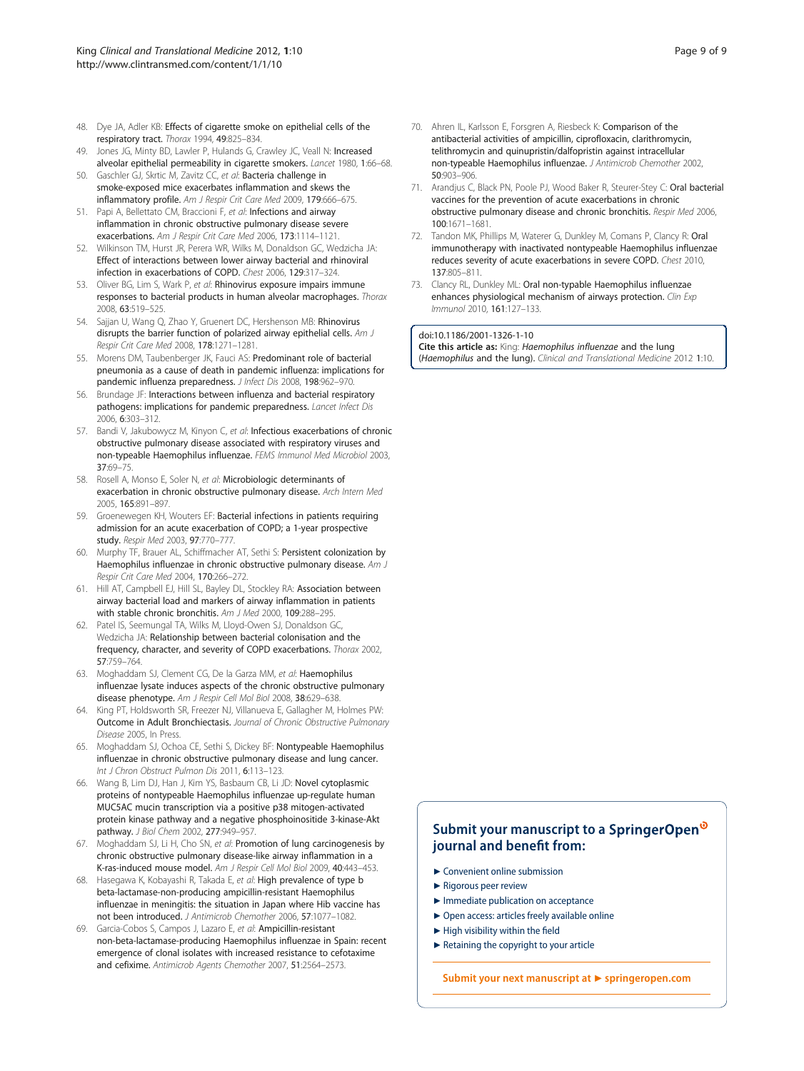48. Dye JA, Adler KB: **Effects of cigarette smoke on epithelial cells of the respiratory tract.** *Thorax* 1994, **49**:825–834.
49. Jones JG, Minty BD, Lawler P, Hulands G, Crawley JC, Veall N: **Increased alveolar epithelial permeability in cigarette smokers.** *Lancet* 1980, **1**:66–68.
50. Gaschler GJ, Skrtic M, Zavitz CC, *et al*: **Bacteria challenge in smoke-exposed mice exacerbates inflammation and skews the inflammatory profile.** *Am J Respir Crit Care Med* 2009, **179**:666–675.
51. Papi A, Bellettato CM, Braccioni F, *et al*: **Infections and airway inflammation in chronic obstructive pulmonary disease severe exacerbations.** *Am J Respir Crit Care Med* 2006, **173**:1114–1121.
52. Wilkinson TM, Hurst JR, Perera WR, Wilks M, Donaldson GC, Wedzicha JA: **Effect of interactions between lower airway bacterial and rhinoviral infection in exacerbations of COPD.** *Chest* 2006, **129**:317–324.
53. Oliver BG, Lim S, Wark P, *et al*: **Rhinovirus exposure impairs immune responses to bacterial products in human alveolar macrophages.** *Thorax* 2008, **63**:519–525.
54. Sajjan U, Wang Q, Zhao Y, Gruenert DC, Hershenson MB: **Rhinovirus disrupts the barrier function of polarized airway epithelial cells.** *Am J Respir Crit Care Med* 2008, **178**:1271–1281.
55. Morens DM, Taubenberger JK, Fauci AS: **Predominant role of bacterial pneumonia as a cause of death in pandemic influenza: implications for pandemic influenza preparedness.** *J Infect Dis* 2008, **198**:962–970.
56. Brundage JF: **Interactions between influenza and bacterial respiratory pathogens: implications for pandemic preparedness.** *Lancet Infect Dis* 2006, **6**:303–312.
57. Bandi V, Jakubowycz M, Kinyon C, *et al*: **Infectious exacerbations of chronic obstructive pulmonary disease associated with respiratory viruses and non-typeable Haemophilus influenzae.** *FEMS Immunol Med Microbiol* 2003, **37**:69–75.
58. Rosell A, Monso E, Soler N, *et al*: **Microbiologic determinants of exacerbation in chronic obstructive pulmonary disease.** *Arch Intern Med* 2005, **165**:891–897.
59. Groenewegen KH, Wouters EF: **Bacterial infections in patients requiring admission for an acute exacerbation of COPD; a 1-year prospective study.** *Respir Med* 2003, **97**:770–777.
60. Murphy TF, Brauer AL, Schiffmacher AT, Sethi S: **Persistent colonization by Haemophilus influenzae in chronic obstructive pulmonary disease.** *Am J Respir Crit Care Med* 2004, **170**:266–272.
61. Hill AT, Campbell EJ, Hill SL, Bayley DL, Stockley RA: **Association between airway bacterial load and markers of airway inflammation in patients with stable chronic bronchitis.** *Am J Med* 2000, **109**:288–295.
62. Patel IS, Seemungal TA, Wilks M, Lloyd-Owen SJ, Donaldson GC, Wedzicha JA: **Relationship between bacterial colonisation and the frequency, character, and severity of COPD exacerbations.** *Thorax* 2002, **57**:759–764.
63. Moghaddam SJ, Clement CG, De la Garza MM, *et al*: **Haemophilus influenzae lysate induces aspects of the chronic obstructive pulmonary disease phenotype.** *Am J Respir Cell Mol Biol* 2008, **38**:629–638.
64. King PT, Holdsworth SR, Freezer NJ, Villanueva E, Gallagher M, Holmes PW: **Outcome in Adult Bronchiectasis.** *Journal of Chronic Obstructive Pulmonary Disease* 2005, In Press.
65. Moghaddam SJ, Ochoa CE, Sethi S, Dickey BF: **Nontypeable Haemophilus influenzae in chronic obstructive pulmonary disease and lung cancer.** *Int J Chron Obstruct Pulmon Dis* 2011, **6**:113–123.
66. Wang B, Lim DJ, Han J, Kim YS, Basbaum CB, Li JD: **Novel cytoplasmic proteins of nontypeable Haemophilus influenzae up-regulate human MUC5AC mucin transcription via a positive p38 mitogen-activated protein kinase pathway and a negative phosphoinositide 3-kinase-Akt pathway.** *J Biol Chem* 2002, **277**:949–957.
67. Moghaddam SJ, Li H, Cho SN, *et al*: **Promotion of lung carcinogenesis by chronic obstructive pulmonary disease-like airway inflammation in a K-ras-induced mouse model.** *Am J Respir Cell Mol Biol* 2009, **40**:443–453.
68. Hasegawa K, Kobayashi R, Takada E, *et al*: **High prevalence of type b beta-lactamase-non-producing ampicillin-resistant Haemophilus influenzae in meningitis: the situation in Japan where Hib vaccine has not been introduced.** *J Antimicrob Chemother* 2006, **57**:1077–1082.
69. Garcia-Cobos S, Campos J, Lazaro E, *et al*: **Ampicillin-resistant non-beta-lactamase-producing Haemophilus influenzae in Spain: recent emergence of clonal isolates with increased resistance to cefotaxime and cefixime.** *Antimicrob Agents Chemother* 2007, **51**:2564–2573.
70. Ahren IL, Karlsson E, Forsgren A, Riesbeck K: **Comparison of the antibacterial activities of ampicillin, ciprofloxacin, clarithromycin, telithromycin and quinupristin/dalfopristin against intracellular non-typeable Haemophilus influenzae.** *J Antimicrob Chemother* 2002, **50**:903–906.
71. Arandjus C, Black PN, Poole PJ, Wood Baker R, Steurer-Stey C: **Oral bacterial vaccines for the prevention of acute exacerbations in chronic obstructive pulmonary disease and chronic bronchitis.** *Respir Med* 2006, **100**:1671–1681.
72. Tandon MK, Phillips M, Waterer G, Dunkley M, Comans P, Clancy R: **Oral immunotherapy with inactivated nontypeable Haemophilus influenzae reduces severity of acute exacerbations in severe COPD.** *Chest* 2010, **137**:805–811.
73. Clancy RL, Dunkley ML: **Oral non-typable Haemophilus influenzae enhances physiological mechanism of airways protection.** *Clin Exp Immunol* 2010, **161**:127–133.

doi:10.1186/2001-1326-1-10
**Cite this article as:** King: *Haemophilus influenzae* and the lung (*Haemophilus* and the lung). *Clinical and Translational Medicine* 2012 **1**:10.

**Submit your manuscript to a SpringerOpen journal and benefit from:**

- ► Convenient online submission
- ► Rigorous peer review
- ► Immediate publication on acceptance
- ► Open access: articles freely available online
- ► High visibility within the field
- ► Retaining the copyright to your article

**Submit your next manuscript at ► springeropen.com**